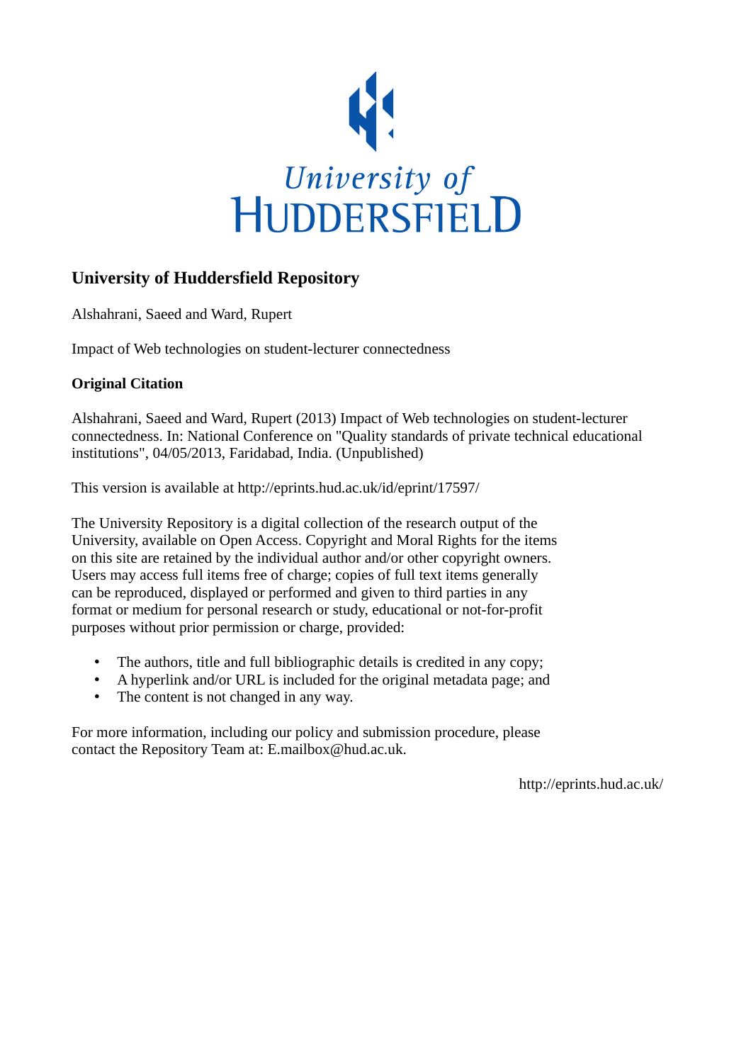University of
HUDDERSFIELD

## University of Huddersfield Repository

Alshahrani, Saeed and Ward, Rupert

Impact of Web technologies on student-lecturer connectedness

### Original Citation

Alshahrani, Saeed and Ward, Rupert (2013) Impact of Web technologies on student-lecturer connectedness. In: National Conference on "Quality standards of private technical educational institutions", 04/05/2013, Faridabad, India. (Unpublished)

This version is available at http://eprints.hud.ac.uk/id/eprint/17597/

The University Repository is a digital collection of the research output of the University, available on Open Access. Copyright and Moral Rights for the items on this site are retained by the individual author and/or other copyright owners. Users may access full items free of charge; copies of full text items generally can be reproduced, displayed or performed and given to third parties in any format or medium for personal research or study, educational or not-for-profit purposes without prior permission or charge, provided:

- The authors, title and full bibliographic details is credited in any copy;
- A hyperlink and/or URL is included for the original metadata page; and
- The content is not changed in any way.

For more information, including our policy and submission procedure, please contact the Repository Team at: E.mailbox@hud.ac.uk.

http://eprints.hud.ac.uk/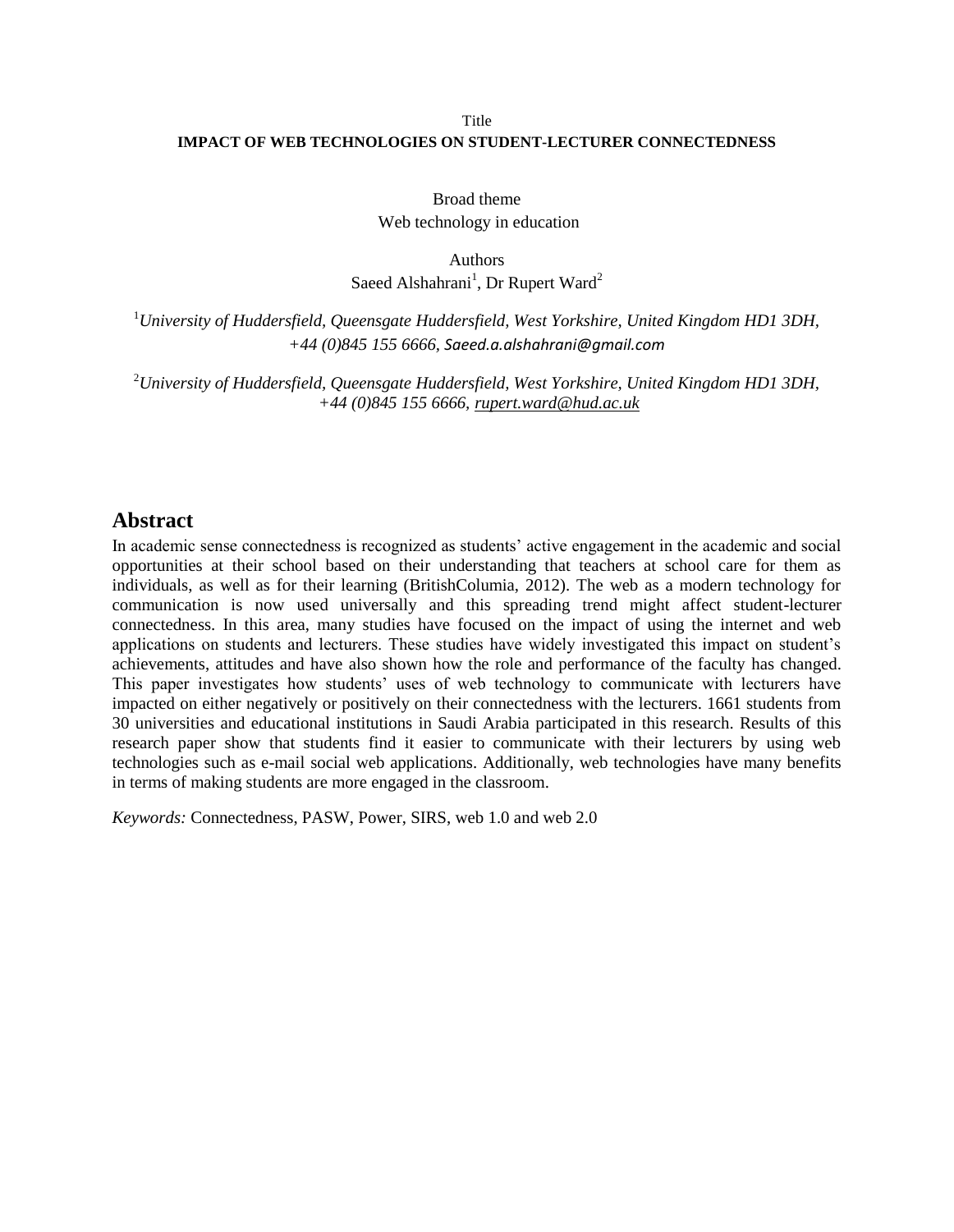Title

**IMPACT OF WEB TECHNOLOGIES ON STUDENT-LECTURER CONNECTEDNESS**

Broad theme

Web technology in education

Authors

Saeed Alshahrani[1], Dr Rupert Ward[2]

[1]*University of Huddersfield, Queensgate Huddersfield, West Yorkshire, United Kingdom HD1 3DH, +44 (0)845 155 6666, Saeed.a.alshahrani@gmail.com*

[2]*University of Huddersfield, Queensgate Huddersfield, West Yorkshire, United Kingdom HD1 3DH, +44 (0)845 155 6666, rupert.ward@hud.ac.uk*

## Abstract

In academic sense connectedness is recognized as students' active engagement in the academic and social opportunities at their school based on their understanding that teachers at school care for them as individuals, as well as for their learning (BritishColumia, 2012). The web as a modern technology for communication is now used universally and this spreading trend might affect student-lecturer connectedness. In this area, many studies have focused on the impact of using the internet and web applications on students and lecturers. These studies have widely investigated this impact on student's achievements, attitudes and have also shown how the role and performance of the faculty has changed. This paper investigates how students' uses of web technology to communicate with lecturers have impacted on either negatively or positively on their connectedness with the lecturers. 1661 students from 30 universities and educational institutions in Saudi Arabia participated in this research. Results of this research paper show that students find it easier to communicate with their lecturers by using web technologies such as e-mail social web applications. Additionally, web technologies have many benefits in terms of making students are more engaged in the classroom.

*Keywords:* Connectedness, PASW, Power, SIRS, web 1.0 and web 2.0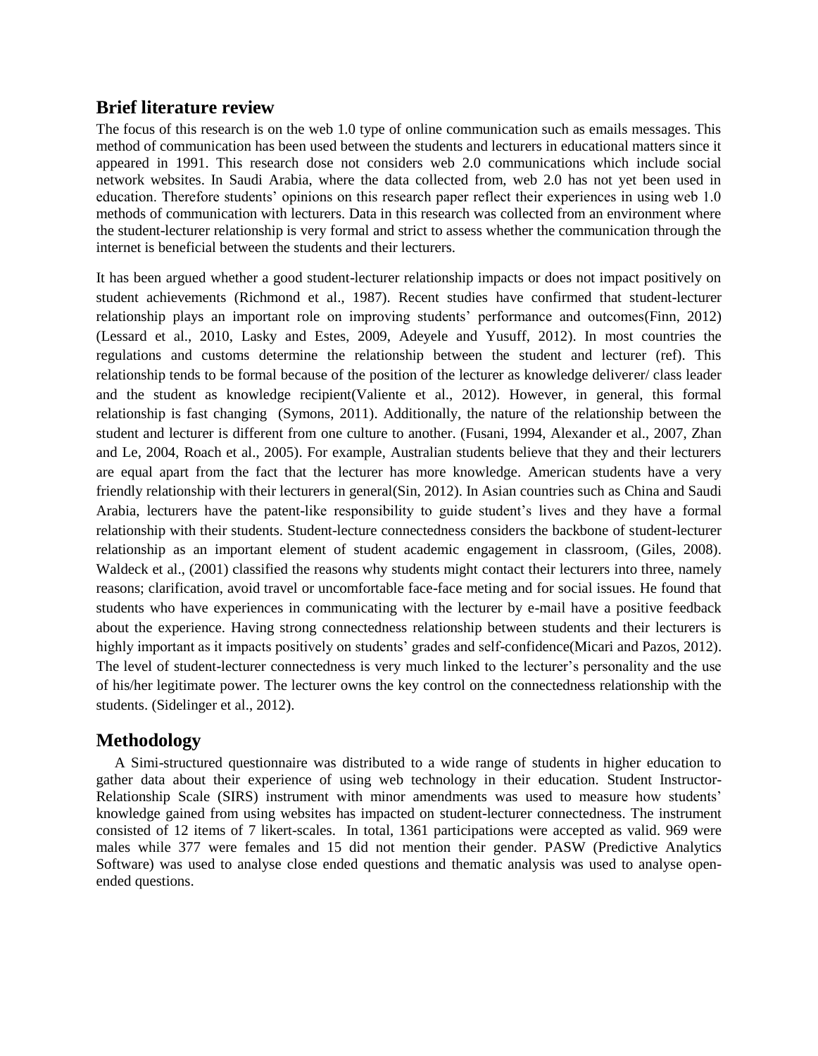## Brief literature review

The focus of this research is on the web 1.0 type of online communication such as emails messages. This method of communication has been used between the students and lecturers in educational matters since it appeared in 1991. This research dose not considers web 2.0 communications which include social network websites. In Saudi Arabia, where the data collected from, web 2.0 has not yet been used in education. Therefore students' opinions on this research paper reflect their experiences in using web 1.0 methods of communication with lecturers. Data in this research was collected from an environment where the student-lecturer relationship is very formal and strict to assess whether the communication through the internet is beneficial between the students and their lecturers.

It has been argued whether a good student-lecturer relationship impacts or does not impact positively on student achievements (Richmond et al., 1987). Recent studies have confirmed that student-lecturer relationship plays an important role on improving students' performance and outcomes(Finn, 2012) (Lessard et al., 2010, Lasky and Estes, 2009, Adeyele and Yusuff, 2012). In most countries the regulations and customs determine the relationship between the student and lecturer (ref). This relationship tends to be formal because of the position of the lecturer as knowledge deliverer/ class leader and the student as knowledge recipient(Valiente et al., 2012). However, in general, this formal relationship is fast changing (Symons, 2011). Additionally, the nature of the relationship between the student and lecturer is different from one culture to another. (Fusani, 1994, Alexander et al., 2007, Zhan and Le, 2004, Roach et al., 2005). For example, Australian students believe that they and their lecturers are equal apart from the fact that the lecturer has more knowledge. American students have a very friendly relationship with their lecturers in general(Sin, 2012). In Asian countries such as China and Saudi Arabia, lecturers have the patent-like responsibility to guide student's lives and they have a formal relationship with their students. Student-lecture connectedness considers the backbone of student-lecturer relationship as an important element of student academic engagement in classroom, (Giles, 2008). Waldeck et al., (2001) classified the reasons why students might contact their lecturers into three, namely reasons; clarification, avoid travel or uncomfortable face-face meting and for social issues. He found that students who have experiences in communicating with the lecturer by e-mail have a positive feedback about the experience. Having strong connectedness relationship between students and their lecturers is highly important as it impacts positively on students' grades and self-confidence(Micari and Pazos, 2012). The level of student-lecturer connectedness is very much linked to the lecturer's personality and the use of his/her legitimate power. The lecturer owns the key control on the connectedness relationship with the students. (Sidelinger et al., 2012).

## Methodology

A Simi-structured questionnaire was distributed to a wide range of students in higher education to gather data about their experience of using web technology in their education. Student Instructor-Relationship Scale (SIRS) instrument with minor amendments was used to measure how students' knowledge gained from using websites has impacted on student-lecturer connectedness. The instrument consisted of 12 items of 7 likert-scales. In total, 1361 participations were accepted as valid. 969 were males while 377 were females and 15 did not mention their gender. PASW (Predictive Analytics Software) was used to analyse close ended questions and thematic analysis was used to analyse open-ended questions.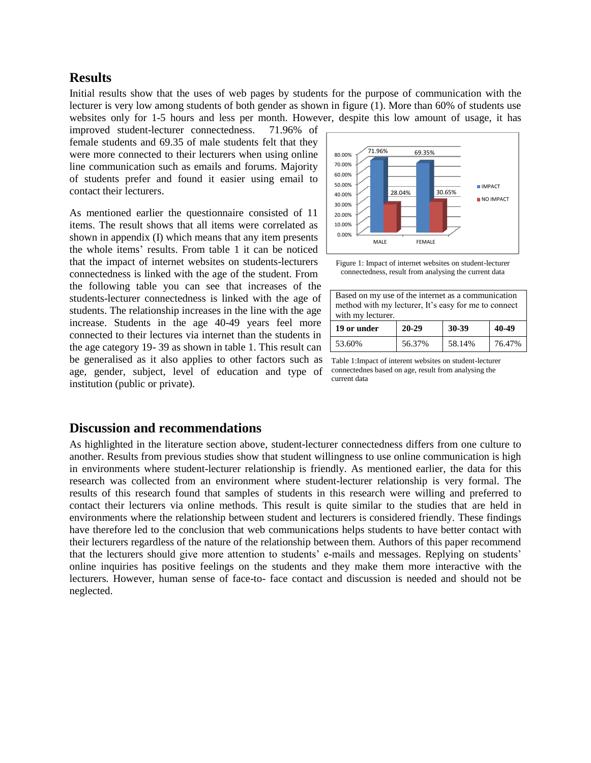## Results

Initial results show that the uses of web pages by students for the purpose of communication with the lecturer is very low among students of both gender as shown in figure (1). More than 60% of students use websites only for 1-5 hours and less per month. However, despite this low amount of usage, it has improved student-lecturer connectedness. 71.96% of female students and 69.35 of male students felt that they were more connected to their lecturers when using online line communication such as emails and forums. Majority of students prefer and found it easier using email to contact their lecturers.

As mentioned earlier the questionnaire consisted of 11 items. The result shows that all items were correlated as shown in appendix (I) which means that any item presents the whole items' results. From table 1 it can be noticed that the impact of internet websites on students-lecturers connectedness is linked with the age of the student. From the following table you can see that increases of the students-lecturer connectedness is linked with the age of students. The relationship increases in the line with the age increase. Students in the age 40-49 years feel more connected to their lectures via internet than the students in the age category 19- 39 as shown in table 1. This result can be generalised as it also applies to other factors such as age, gender, subject, level of education and type of institution (public or private).

80.00%
70.00%
60.00%
50.00%
40.00%
30.00%
20.00%
10.00%
0.00%
71.96%
28.04%
69.35%
30.65%
MALE
FEMALE
IMPACT
NO IMPACT

Figure 1: Impact of internet websites on student-lecturer connectedness, result from analysing the current data

| Based on my use of the internet as a communication method with my lecturer, It's easy for me to connect with my lecturer. | | | |
|---|---|---|---|
| **19 or under** | **20-29** | **30-39** | **40-49** |
| 53.60% | 56.37% | 58.14% | 76.47% |

Table 1:Impact of interent websites on student-lecturer connectednes based on age, result from analysing the current data

## Discussion and recommendations

As highlighted in the literature section above, student-lecturer connectedness differs from one culture to another. Results from previous studies show that student willingness to use online communication is high in environments where student-lecturer relationship is friendly. As mentioned earlier, the data for this research was collected from an environment where student-lecturer relationship is very formal. The results of this research found that samples of students in this research were willing and preferred to contact their lecturers via online methods. This result is quite similar to the studies that are held in environments where the relationship between student and lecturers is considered friendly. These findings have therefore led to the conclusion that web communications helps students to have better contact with their lecturers regardless of the nature of the relationship between them. Authors of this paper recommend that the lecturers should give more attention to students' e-mails and messages. Replying on students' online inquiries has positive feelings on the students and they make them more interactive with the lecturers. However, human sense of face-to- face contact and discussion is needed and should not be neglected.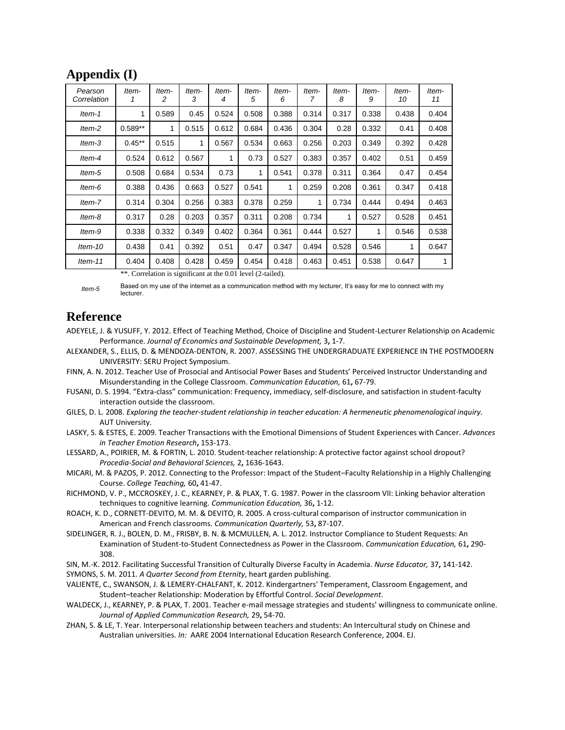# Appendix (I)

| Pearson Correlation | Item-1 | Item-2 | Item-3 | Item-4 | Item-5 | Item-6 | Item-7 | Item-8 | Item-9 | Item-10 | Item-11 |
|---|---|---|---|---|---|---|---|---|---|---|---|
| Item-1 | 1 | 0.589 | 0.45 | 0.524 | 0.508 | 0.388 | 0.314 | 0.317 | 0.338 | 0.438 | 0.404 |
| Item-2 | 0.589** | 1 | 0.515 | 0.612 | 0.684 | 0.436 | 0.304 | 0.28 | 0.332 | 0.41 | 0.408 |
| Item-3 | 0.45** | 0.515 | 1 | 0.567 | 0.534 | 0.663 | 0.256 | 0.203 | 0.349 | 0.392 | 0.428 |
| Item-4 | 0.524 | 0.612 | 0.567 | 1 | 0.73 | 0.527 | 0.383 | 0.357 | 0.402 | 0.51 | 0.459 |
| Item-5 | 0.508 | 0.684 | 0.534 | 0.73 | 1 | 0.541 | 0.378 | 0.311 | 0.364 | 0.47 | 0.454 |
| Item-6 | 0.388 | 0.436 | 0.663 | 0.527 | 0.541 | 1 | 0.259 | 0.208 | 0.361 | 0.347 | 0.418 |
| Item-7 | 0.314 | 0.304 | 0.256 | 0.383 | 0.378 | 0.259 | 1 | 0.734 | 0.444 | 0.494 | 0.463 |
| Item-8 | 0.317 | 0.28 | 0.203 | 0.357 | 0.311 | 0.208 | 0.734 | 1 | 0.527 | 0.528 | 0.451 |
| Item-9 | 0.338 | 0.332 | 0.349 | 0.402 | 0.364 | 0.361 | 0.444 | 0.527 | 1 | 0.546 | 0.538 |
| Item-10 | 0.438 | 0.41 | 0.392 | 0.51 | 0.47 | 0.347 | 0.494 | 0.528 | 0.546 | 1 | 0.647 |
| Item-11 | 0.404 | 0.408 | 0.428 | 0.459 | 0.454 | 0.418 | 0.463 | 0.451 | 0.538 | 0.647 | 1 |

**. Correlation is significant at the 0.01 level (2-tailed).

| | |
|---|---|
| Item-5 | Based on my use of the internet as a communication method with my lecturer, It's easy for me to connect with my lecturer. |

# Reference

ADEYELE, J. & YUSUFF, Y. 2012. Effect of Teaching Method, Choice of Discipline and Student-Lecturer Relationship on Academic Performance. *Journal of Economics and Sustainable Development,* 3**,** 1-7.

ALEXANDER, S., ELLIS, D. & MENDOZA-DENTON, R. 2007. ASSESSING THE UNDERGRADUATE EXPERIENCE IN THE POSTMODERN UNIVERSITY: SERU Project Symposium.

FINN, A. N. 2012. Teacher Use of Prosocial and Antisocial Power Bases and Students' Perceived Instructor Understanding and Misunderstanding in the College Classroom. *Communication Education,* 61**,** 67-79.

FUSANI, D. S. 1994. "Extra-class" communication: Frequency, immediacy, self-disclosure, and satisfaction in student-faculty interaction outside the classroom.

GILES, D. L. 2008. *Exploring the teacher-student relationship in teacher education: A hermeneutic phenomenological inquiry.* AUT University.

LASKY, S. & ESTES, E. 2009. Teacher Transactions with the Emotional Dimensions of Student Experiences with Cancer. *Advances in Teacher Emotion Research***,** 153-173.

LESSARD, A., POIRIER, M. & FORTIN, L. 2010. Student-teacher relationship: A protective factor against school dropout? *Procedia-Social and Behavioral Sciences,* 2**,** 1636-1643.

MICARI, M. & PAZOS, P. 2012. Connecting to the Professor: Impact of the Student–Faculty Relationship in a Highly Challenging Course. *College Teaching,* 60**,** 41-47.

RICHMOND, V. P., MCCROSKEY, J. C., KEARNEY, P. & PLAX, T. G. 1987. Power in the classroom VII: Linking behavior alteration techniques to cognitive learning. *Communication Education,* 36**,** 1-12.

ROACH, K. D., CORNETT-DEVITO, M. M. & DEVITO, R. 2005. A cross-cultural comparison of instructor communication in American and French classrooms. *Communication Quarterly,* 53**,** 87-107.

SIDELINGER, R. J., BOLEN, D. M., FRISBY, B. N. & MCMULLEN, A. L. 2012. Instructor Compliance to Student Requests: An Examination of Student-to-Student Connectedness as Power in the Classroom. *Communication Education,* 61**,** 290-308.

SIN, M.-K. 2012. Facilitating Successful Transition of Culturally Diverse Faculty in Academia. *Nurse Educator,* 37**,** 141-142.

SYMONS, S. M. 2011. *A Quarter Second from Eternity*, heart garden publishing.

VALIENTE, C., SWANSON, J. & LEMERY-CHALFANT, K. 2012. Kindergartners' Temperament, Classroom Engagement, and Student–teacher Relationship: Moderation by Effortful Control. *Social Development*.

WALDECK, J., KEARNEY, P. & PLAX, T. 2001. Teacher e-mail message strategies and students' willingness to communicate online. *Journal of Applied Communication Research,* 29**,** 54-70.

ZHAN, S. & LE, T. Year. Interpersonal relationship between teachers and students: An Intercultural study on Chinese and Australian universities. *In:* AARE 2004 International Education Research Conference, 2004. EJ.